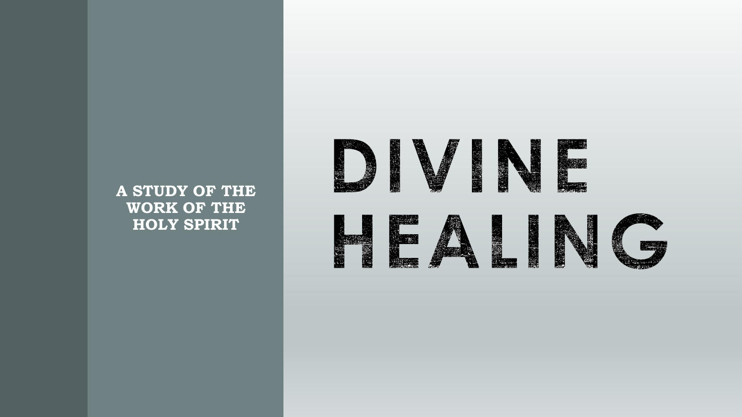# DIVINE HEALING

**A STUDY OF THE WORK OF THE HOLY SPIRIT**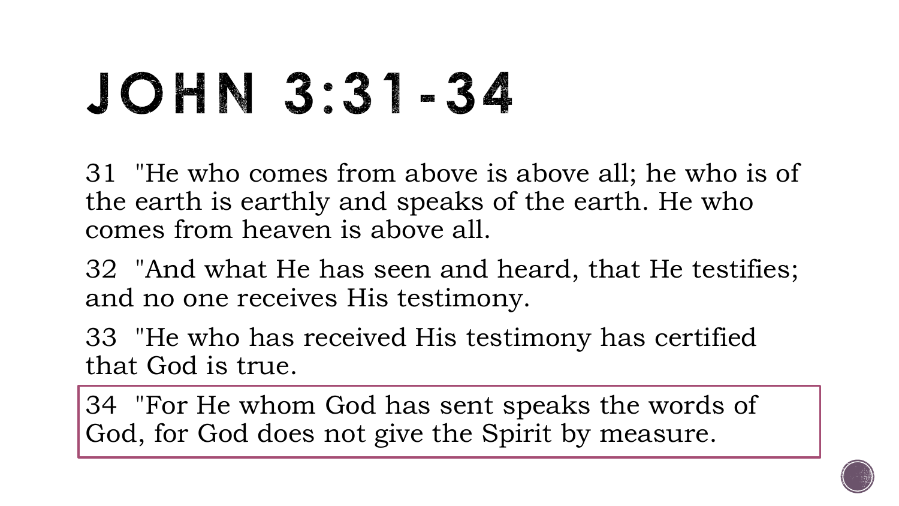# JOHN 3:31-34

31 "He who comes from above is above all; he who is of the earth is earthly and speaks of the earth. He who comes from heaven is above all.

32 "And what He has seen and heard, that He testifies; and no one receives His testimony.

33 "He who has received His testimony has certified that God is true.

34 "For He whom God has sent speaks the words of God, for God does not give the Spirit by measure.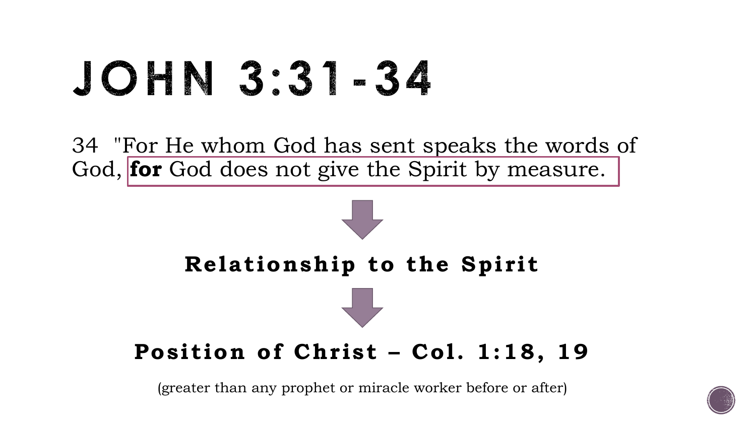# JOHN 3:31-34

34 "For He whom God has sent speaks the words of God, **for** God does not give the Spirit by measure.

**Relationship to the Spirit**

**Position of Christ – Col. 1:18, 19**

(greater than any prophet or miracle worker before or after)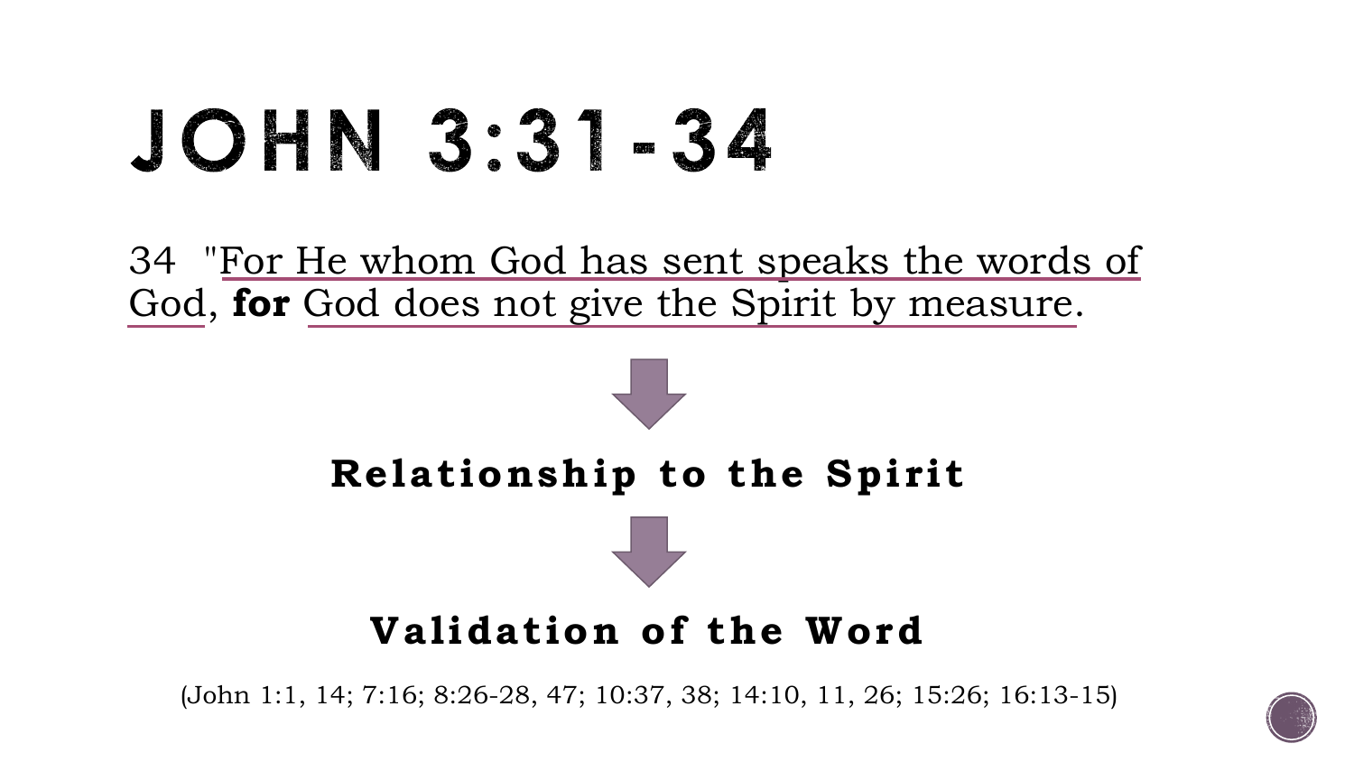# JOHN 3:31-34

34 "For He whom God has sent speaks the words of God, **for** God does not give the Spirit by measure.

↓

**Relationship to the Spirit**

↓

**Validation of the Word**

(John 1:1, 14; 7:16; 8:26-28, 47; 10:37, 38; 14:10, 11, 26; 15:26; 16:13-15)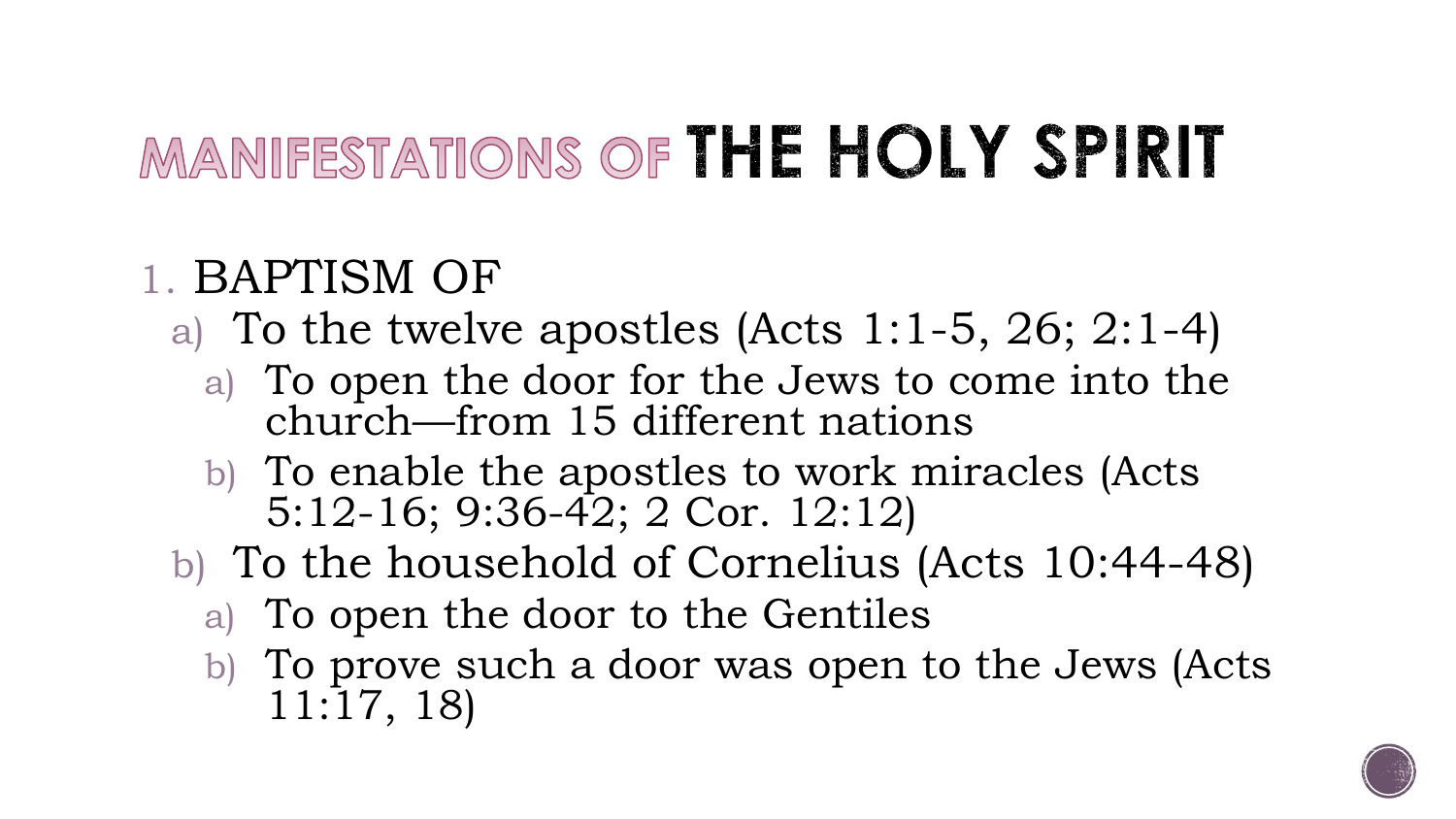# MANIFESTATIONS OF THE HOLY SPIRIT

1. BAPTISM OF
   a) To the twelve apostles (Acts 1:1-5, 26; 2:1-4)
      a) To open the door for the Jews to come into the church—from 15 different nations
      b) To enable the apostles to work miracles (Acts 5:12-16; 9:36-42; 2 Cor. 12:12)
   b) To the household of Cornelius (Acts 10:44-48)
      a) To open the door to the Gentiles
      b) To prove such a door was open to the Jews (Acts 11:17, 18)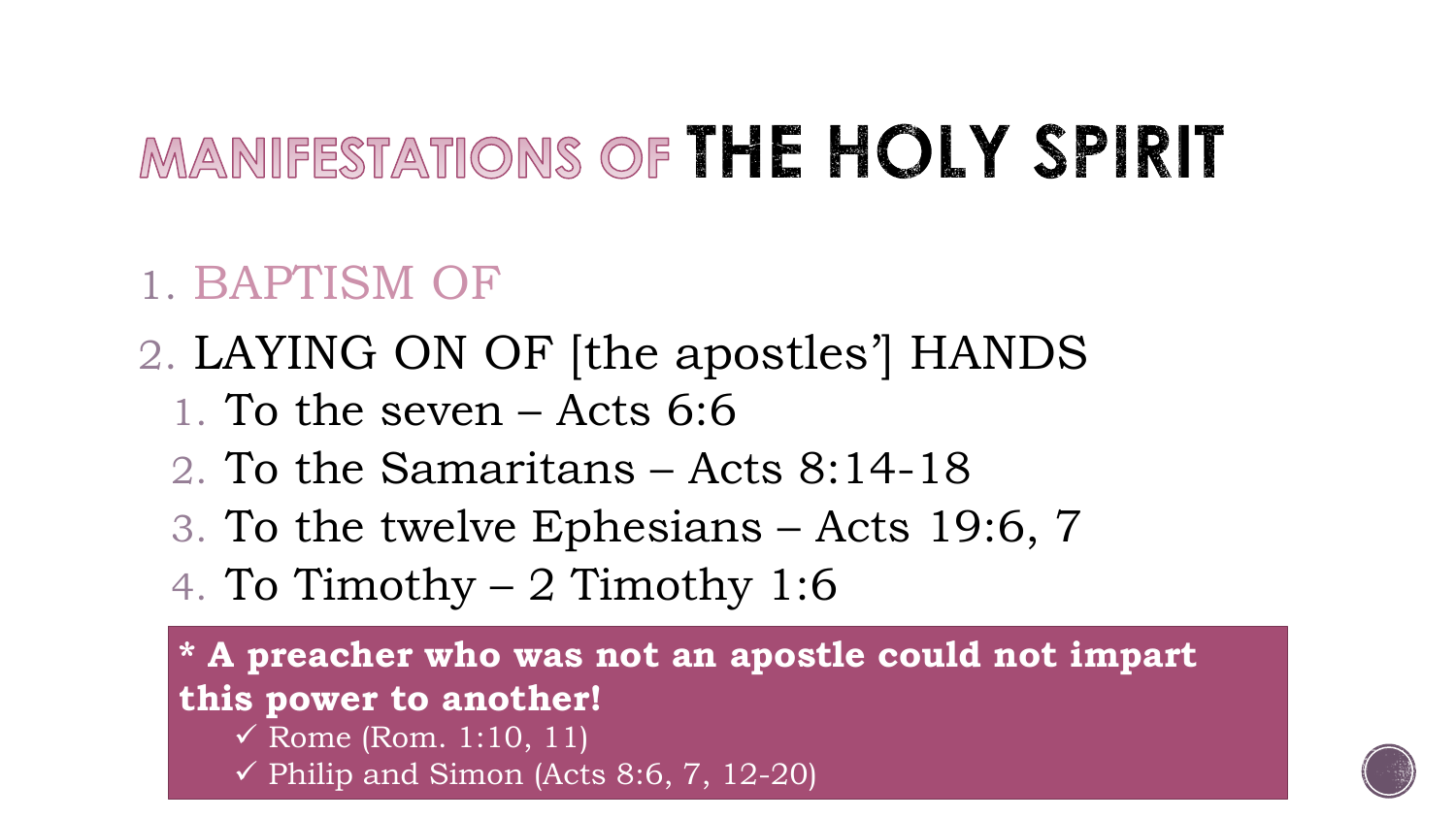# MANIFESTATIONS OF THE HOLY SPIRIT

1. BAPTISM OF
2. LAYING ON OF [the apostles'] HANDS
   1. To the seven – Acts 6:6
   2. To the Samaritans – Acts 8:14-18
   3. To the twelve Ephesians – Acts 19:6, 7
   4. To Timothy – 2 Timothy 1:6

**\* A preacher who was not an apostle could not impart this power to another!**

- ✓ Rome (Rom. 1:10, 11)
- ✓ Philip and Simon (Acts 8:6, 7, 12-20)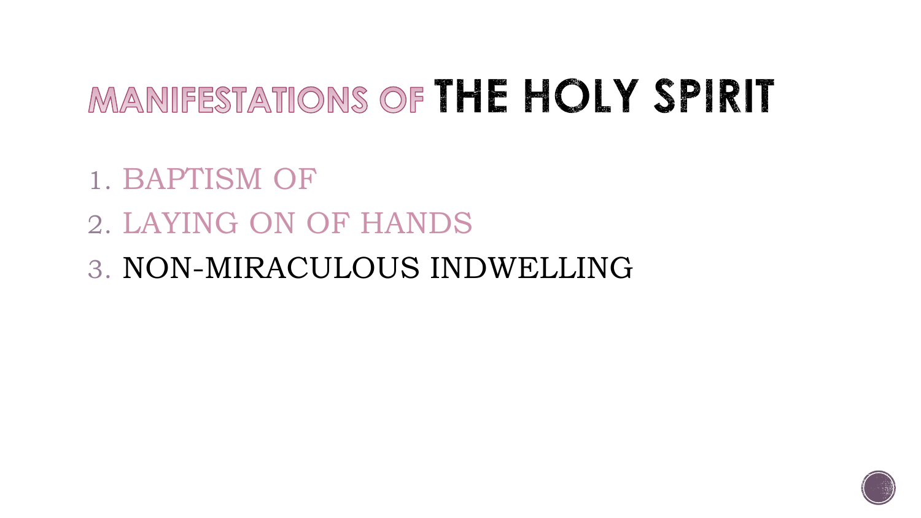# MANIFESTATIONS OF THE HOLY SPIRIT

1. BAPTISM OF
2. LAYING ON OF HANDS
3. NON-MIRACULOUS INDWELLING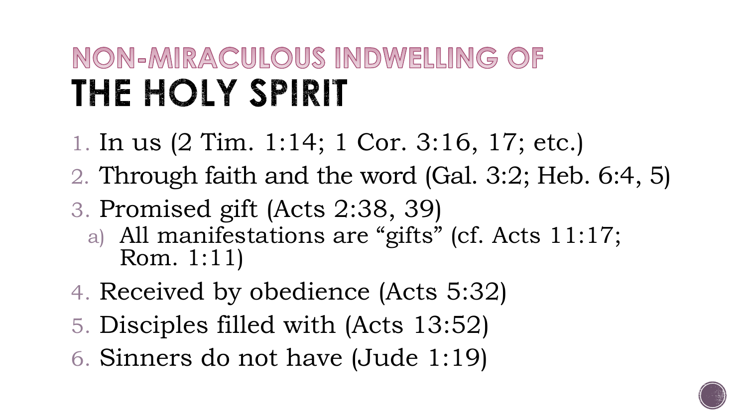# NON-MIRACULOUS INDWELLING OF THE HOLY SPIRIT

1. In us (2 Tim. 1:14; 1 Cor. 3:16, 17; etc.)
2. Through faith and the word (Gal. 3:2; Heb. 6:4, 5)
3. Promised gift (Acts 2:38, 39)
   a) All manifestations are "gifts" (cf. Acts 11:17; Rom. 1:11)
4. Received by obedience (Acts 5:32)
5. Disciples filled with (Acts 13:52)
6. Sinners do not have (Jude 1:19)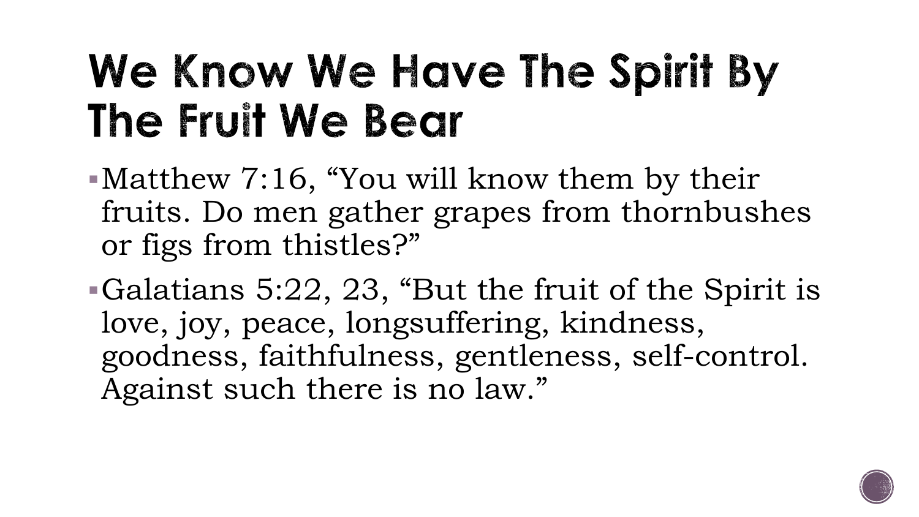# We Know We Have The Spirit By The Fruit We Bear

- Matthew 7:16, “You will know them by their fruits. Do men gather grapes from thornbushes or figs from thistles?”
- Galatians 5:22, 23, “But the fruit of the Spirit is love, joy, peace, longsuffering, kindness, goodness, faithfulness, gentleness, self-control. Against such there is no law.”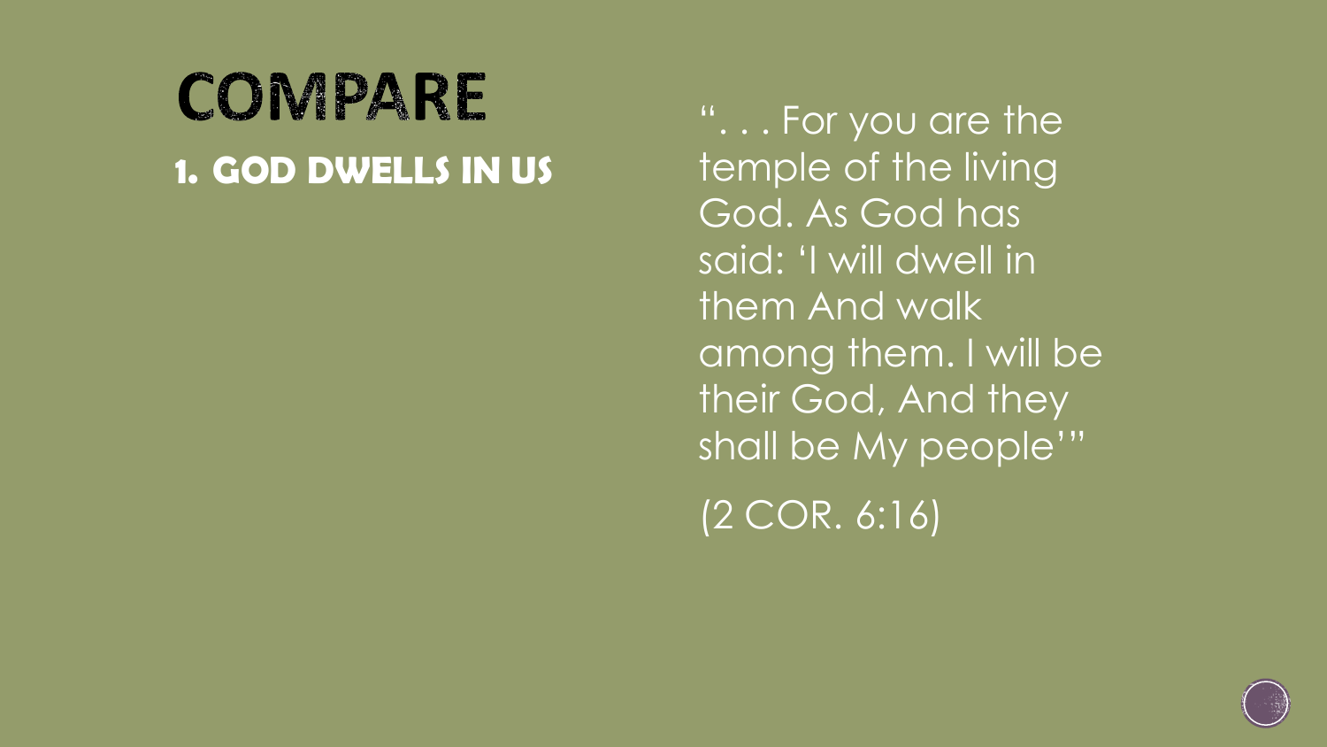# COMPARE

## 1. GOD DWELLS IN US

". . . For you are the temple of the living God. As God has said: 'I will dwell in them And walk among them. I will be their God, And they shall be My people'"

(2 COR. 6:16)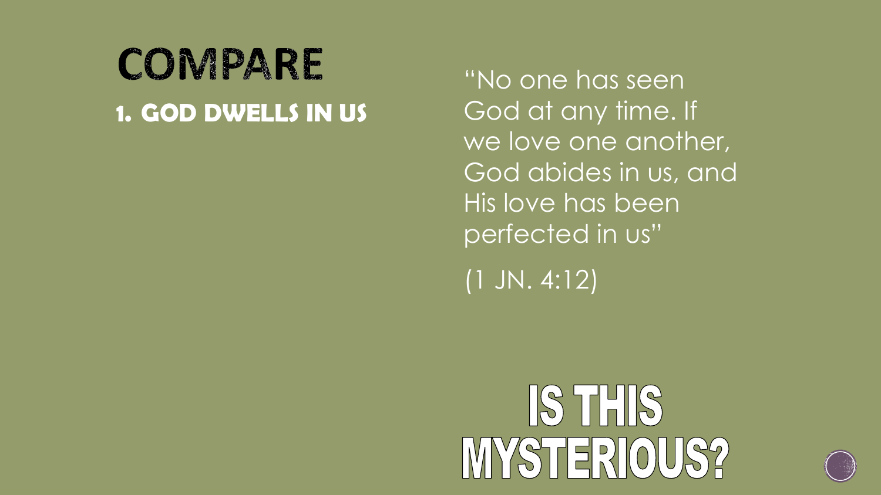# COMPARE

## 1. GOD DWELLS IN US

"No one has seen God at any time. If we love one another, God abides in us, and His love has been perfected in us"

(1 JN. 4:12)

**IS THIS MYSTERIOUS?**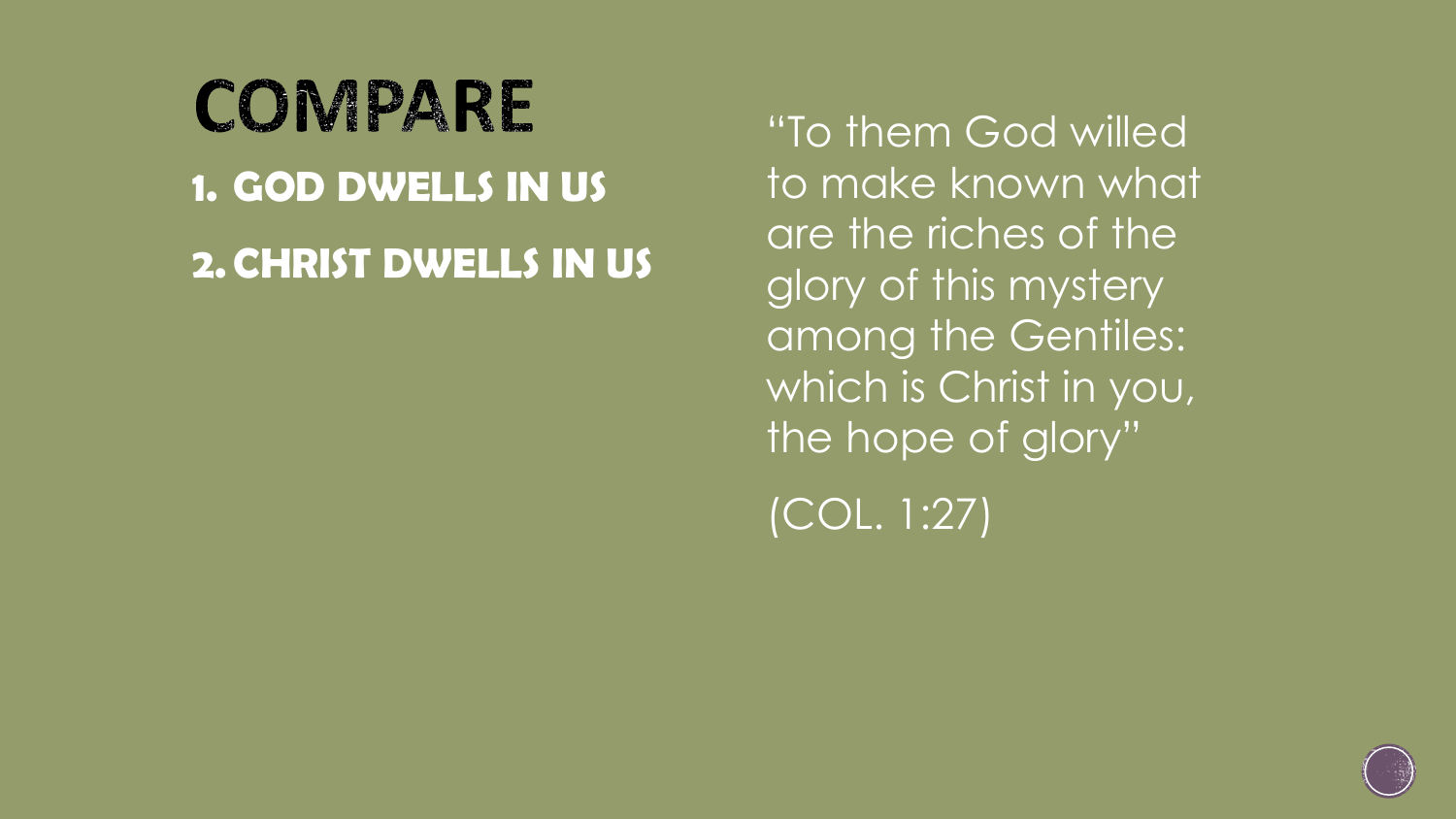# COMPARE

1. **GOD DWELLS IN US**
2. **CHRIST DWELLS IN US**

"To them God willed to make known what are the riches of the glory of this mystery among the Gentiles: which is Christ in you, the hope of glory"

(COL. 1:27)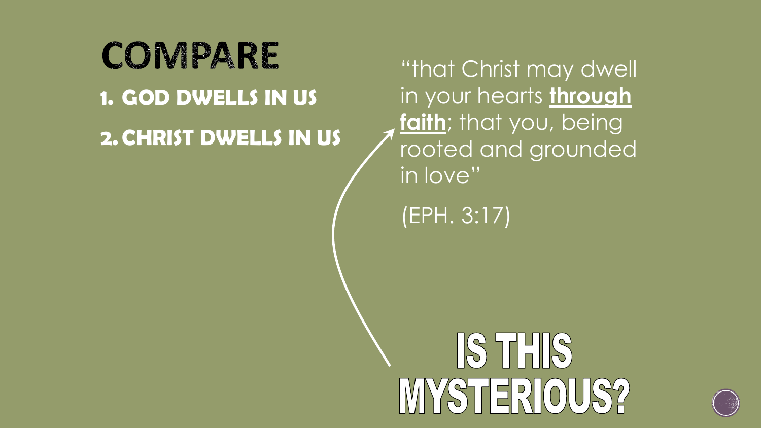# COMPARE

1. **GOD DWELLS IN US**
2. **CHRIST DWELLS IN US**

"that Christ may dwell in your hearts **through faith**; that you, being rooted and grounded in love"

(EPH. 3:17)

## IS THIS MYSTERIOUS?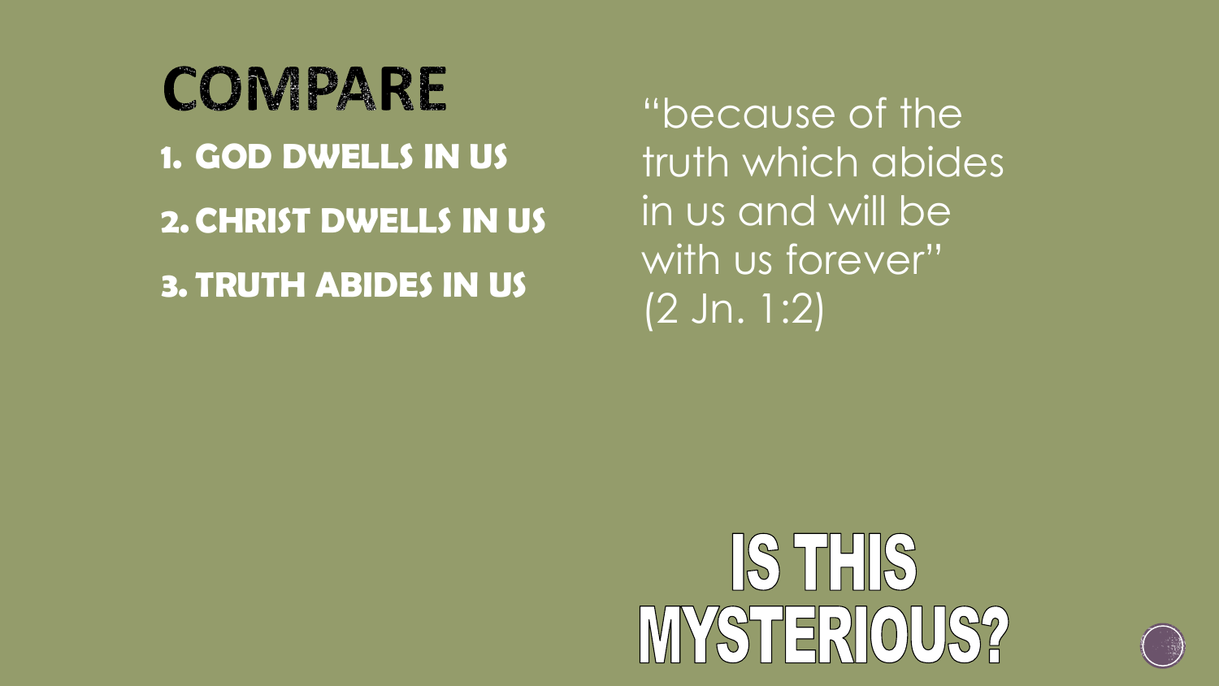# COMPARE

1. GOD DWELLS IN US
2. CHRIST DWELLS IN US
3. TRUTH ABIDES IN US

"because of the truth which abides in us and will be with us forever" (2 Jn. 1:2)

## IS THIS MYSTERIOUS?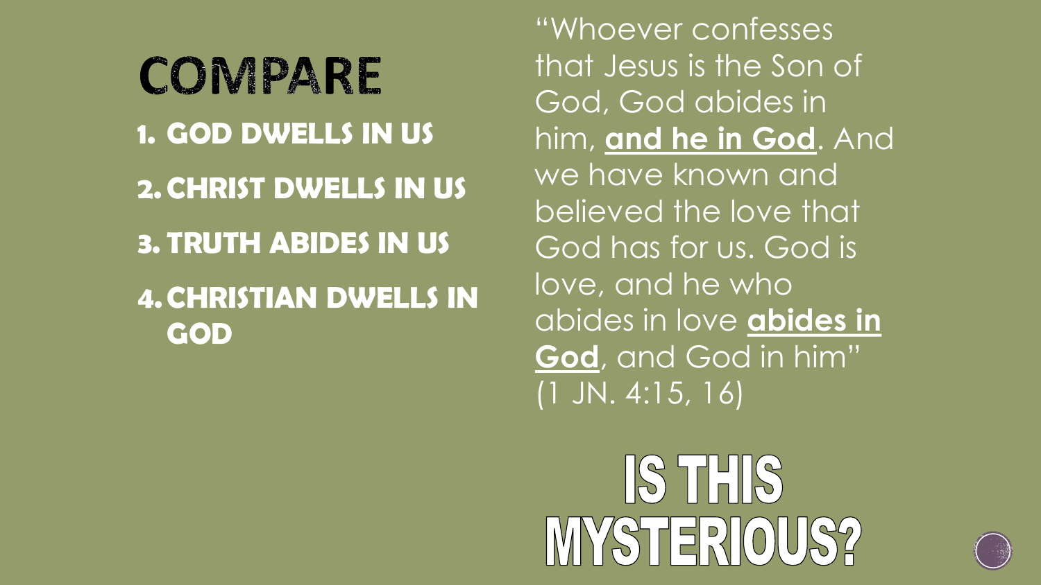# COMPARE

1. **GOD DWELLS IN US**
2. **CHRIST DWELLS IN US**
3. **TRUTH ABIDES IN US**
4. **CHRISTIAN DWELLS IN GOD**

"Whoever confesses that Jesus is the Son of God, God abides in him, **and he in God**. And we have known and believed the love that God has for us. God is love, and he who abides in love **abides in God**, and God in him" (1 JN. 4:15, 16)

## IS THIS MYSTERIOUS?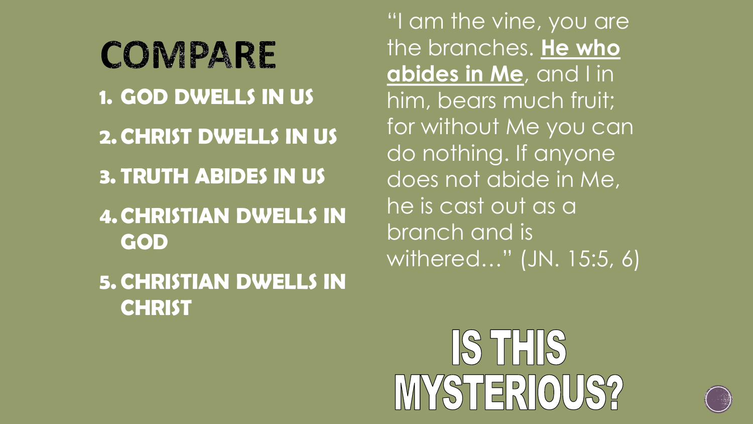# COMPARE

1. **GOD DWELLS IN US**
2. **CHRIST DWELLS IN US**
3. **TRUTH ABIDES IN US**
4. **CHRISTIAN DWELLS IN GOD**
5. **CHRISTIAN DWELLS IN CHRIST**

"I am the vine, you are the branches. **He who abides in Me**, and I in him, bears much fruit; for without Me you can do nothing. If anyone does not abide in Me, he is cast out as a branch and is withered…" (JN. 15:5, 6)

## IS THIS MYSTERIOUS?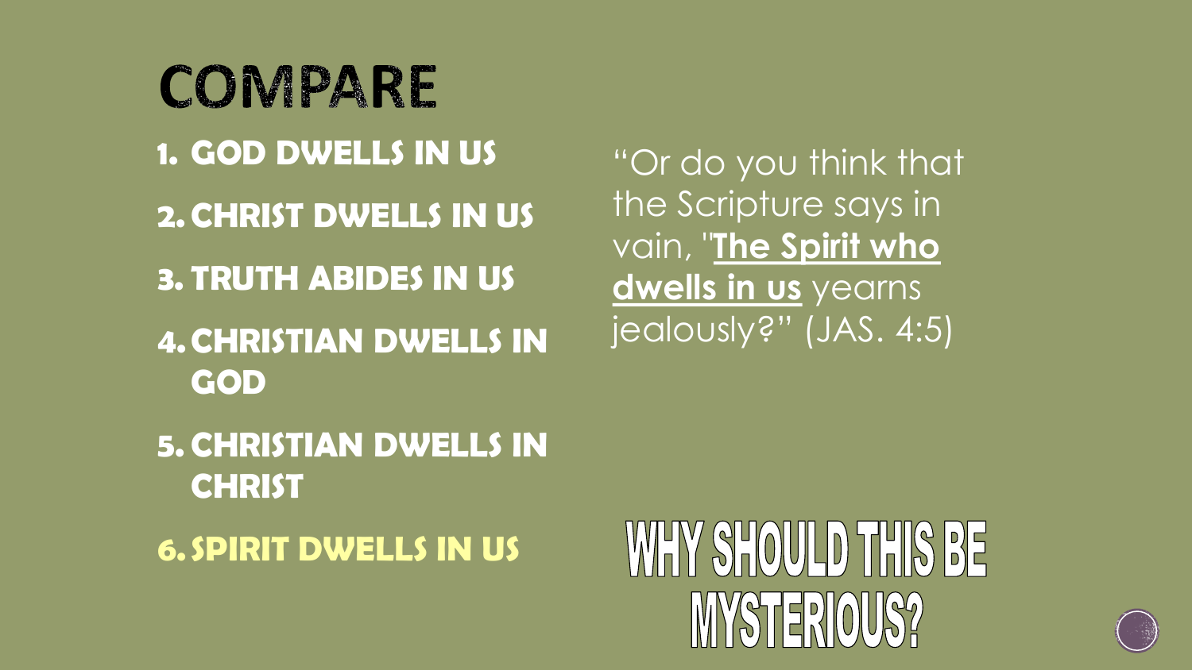# COMPARE

1. **GOD DWELLS IN US**
2. **CHRIST DWELLS IN US**
3. **TRUTH ABIDES IN US**
4. **CHRISTIAN DWELLS IN GOD**
5. **CHRISTIAN DWELLS IN CHRIST**
6. **SPIRIT DWELLS IN US**

"Or do you think that the Scripture says in vain, "**The Spirit who dwells in us** yearns jealously?" (JAS. 4:5)

## WHY SHOULD THIS BE MYSTERIOUS?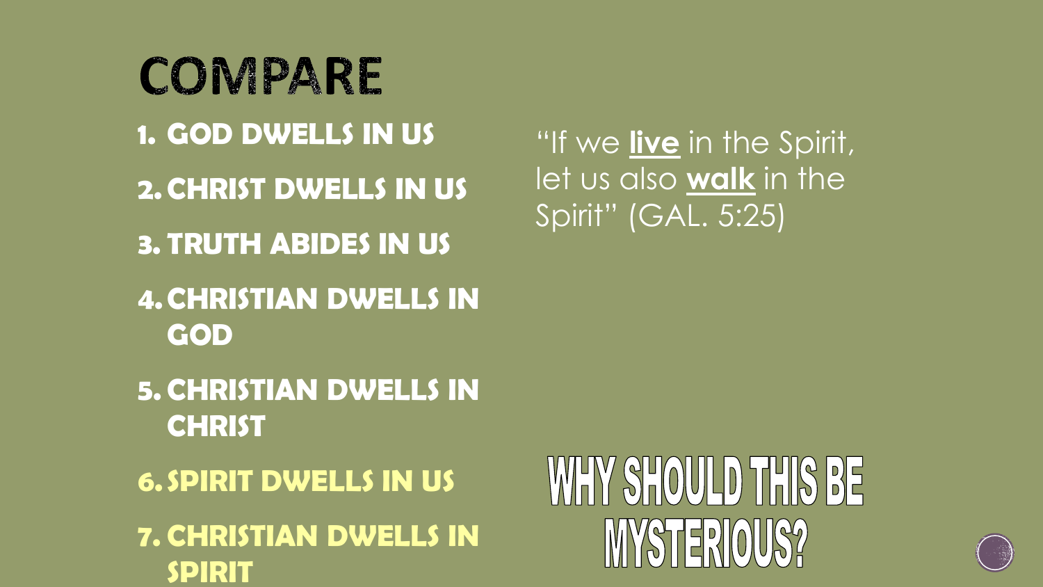# COMPARE

1. **GOD DWELLS IN US**
2. **CHRIST DWELLS IN US**
3. **TRUTH ABIDES IN US**
4. **CHRISTIAN DWELLS IN GOD**
5. **CHRISTIAN DWELLS IN CHRIST**
6. **SPIRIT DWELLS IN US**
7. **CHRISTIAN DWELLS IN SPIRIT**

"If we **live** in the Spirit, let us also **walk** in the Spirit" (GAL. 5:25)

## WHY SHOULD THIS BE MYSTERIOUS?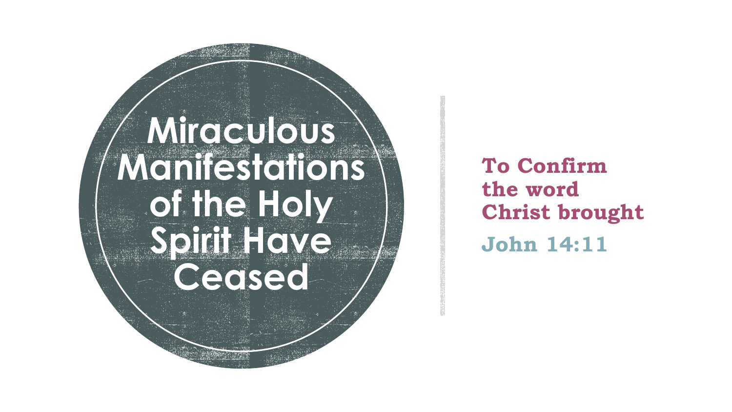# Miraculous Manifestations of the Holy Spirit Have Ceased

**To Confirm the word Christ brought**

**John 14:11**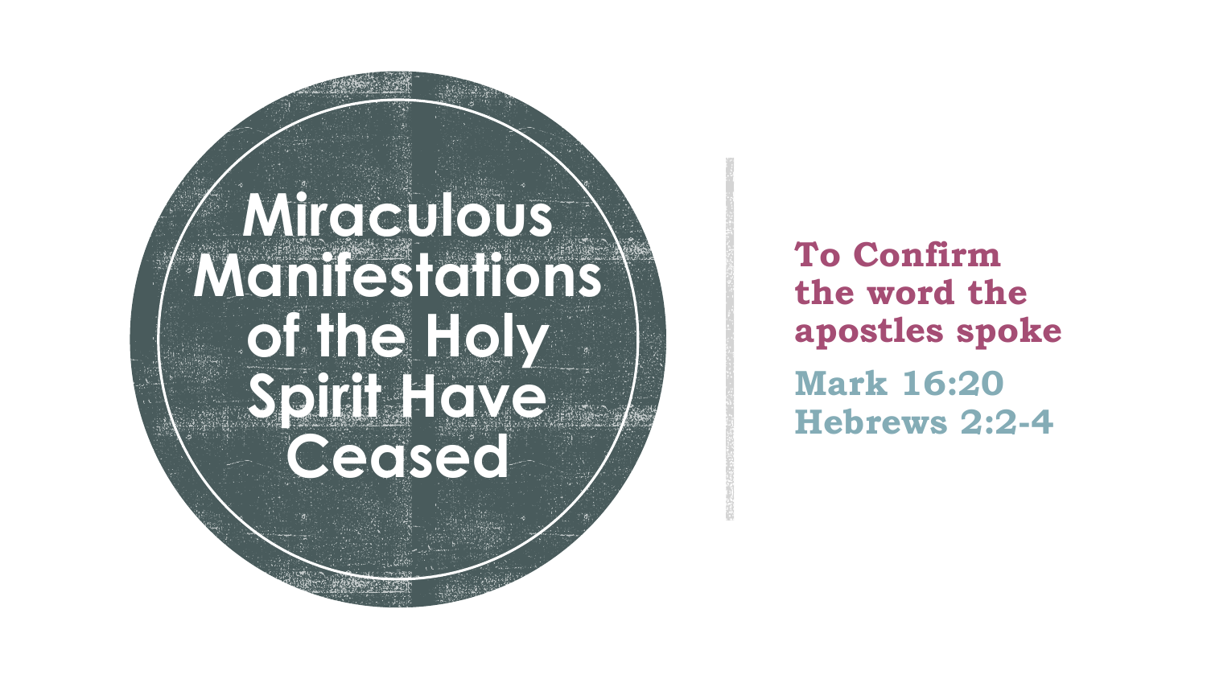# Miraculous Manifestations of the Holy Spirit Have Ceased

**To Confirm the word the apostles spoke**

**Mark 16:20**
**Hebrews 2:2-4**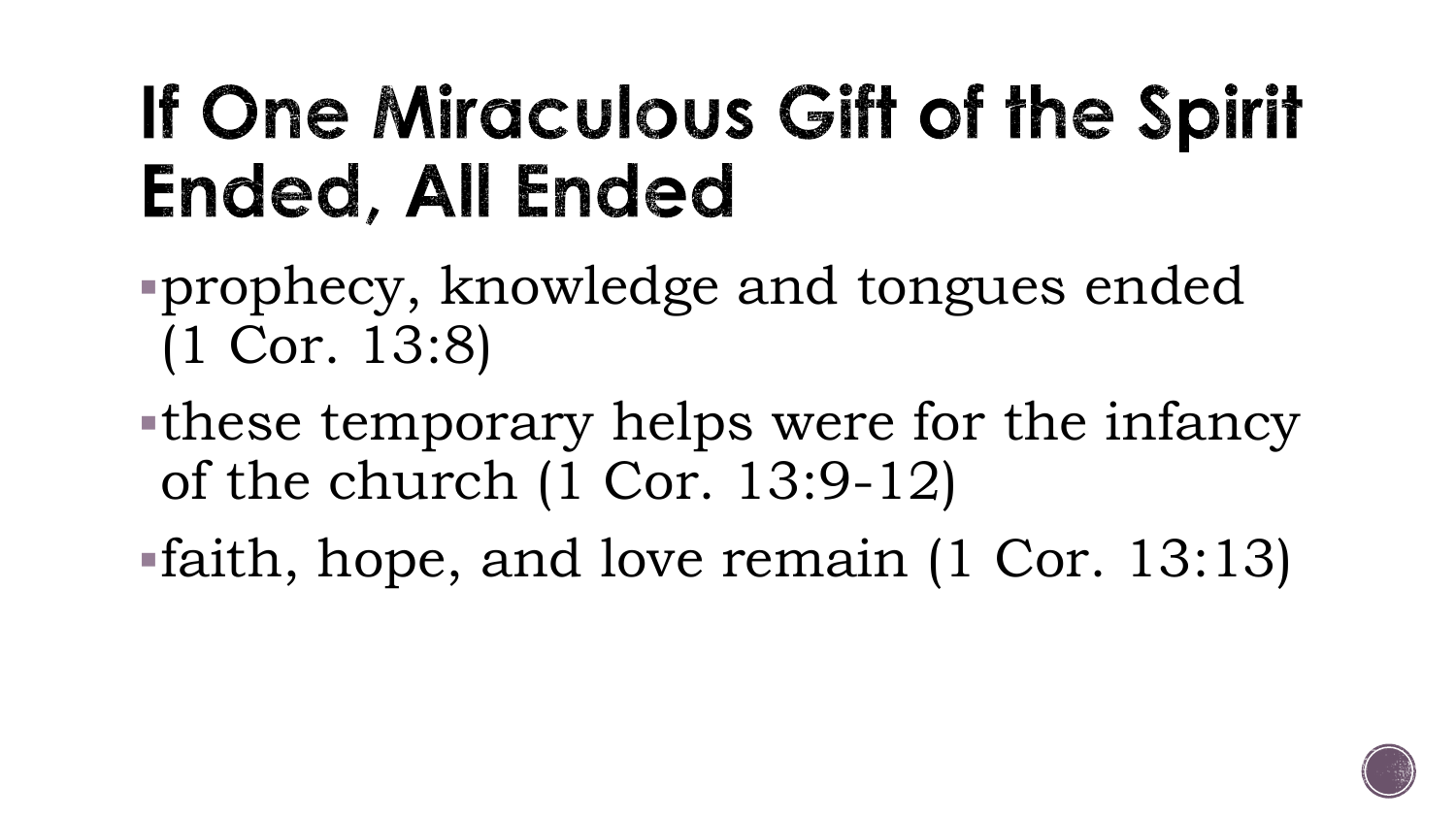# If One Miraculous Gift of the Spirit Ended, All Ended

- prophecy, knowledge and tongues ended (1 Cor. 13:8)
- these temporary helps were for the infancy of the church (1 Cor. 13:9-12)
- faith, hope, and love remain (1 Cor. 13:13)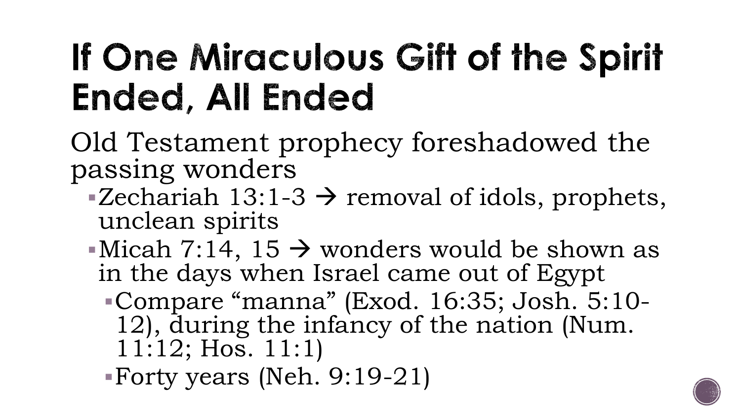# If One Miraculous Gift of the Spirit Ended, All Ended

Old Testament prophecy foreshadowed the passing wonders

- Zechariah 13:1-3 → removal of idols, prophets, unclean spirits
- Micah 7:14, 15 → wonders would be shown as in the days when Israel came out of Egypt
  - Compare "manna" (Exod. 16:35; Josh. 5:10-12), during the infancy of the nation (Num. 11:12; Hos. 11:1)
  - Forty years (Neh. 9:19-21)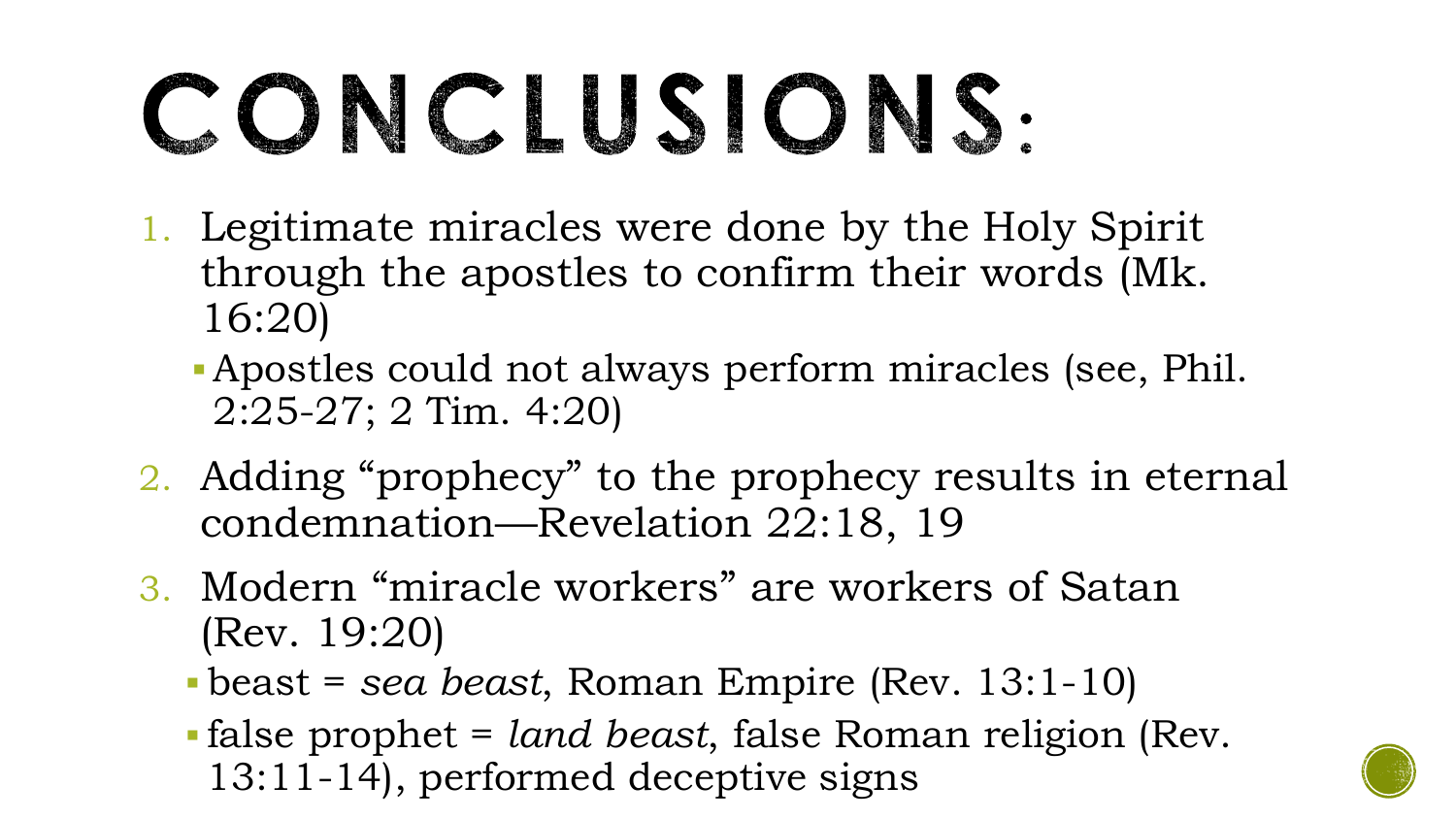# CONCLUSIONS:

1. Legitimate miracles were done by the Holy Spirit through the apostles to confirm their words (Mk. 16:20)
   - Apostles could not always perform miracles (see, Phil. 2:25-27; 2 Tim. 4:20)
2. Adding "prophecy" to the prophecy results in eternal condemnation—Revelation 22:18, 19
3. Modern "miracle workers" are workers of Satan (Rev. 19:20)
   - beast = *sea beast*, Roman Empire (Rev. 13:1-10)
   - false prophet = *land beast*, false Roman religion (Rev. 13:11-14), performed deceptive signs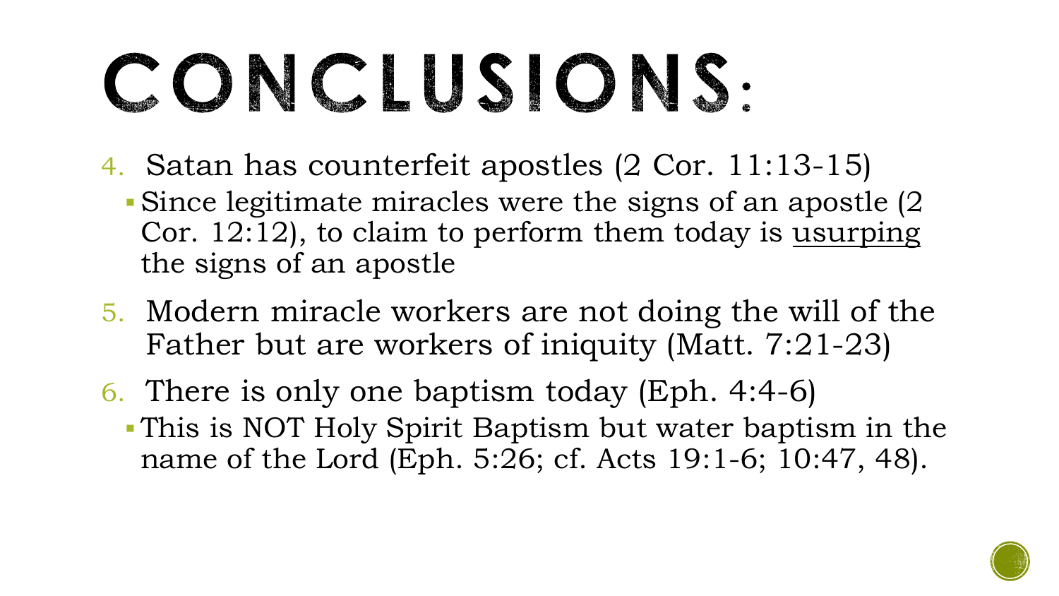# CONCLUSIONS:

4. Satan has counterfeit apostles (2 Cor. 11:13-15)
   - Since legitimate miracles were the signs of an apostle (2 Cor. 12:12), to claim to perform them today is <u>usurping</u> the signs of an apostle
5. Modern miracle workers are not doing the will of the Father but are workers of iniquity (Matt. 7:21-23)
6. There is only one baptism today (Eph. 4:4-6)
   - This is NOT Holy Spirit Baptism but water baptism in the name of the Lord (Eph. 5:26; cf. Acts 19:1-6; 10:47, 48).